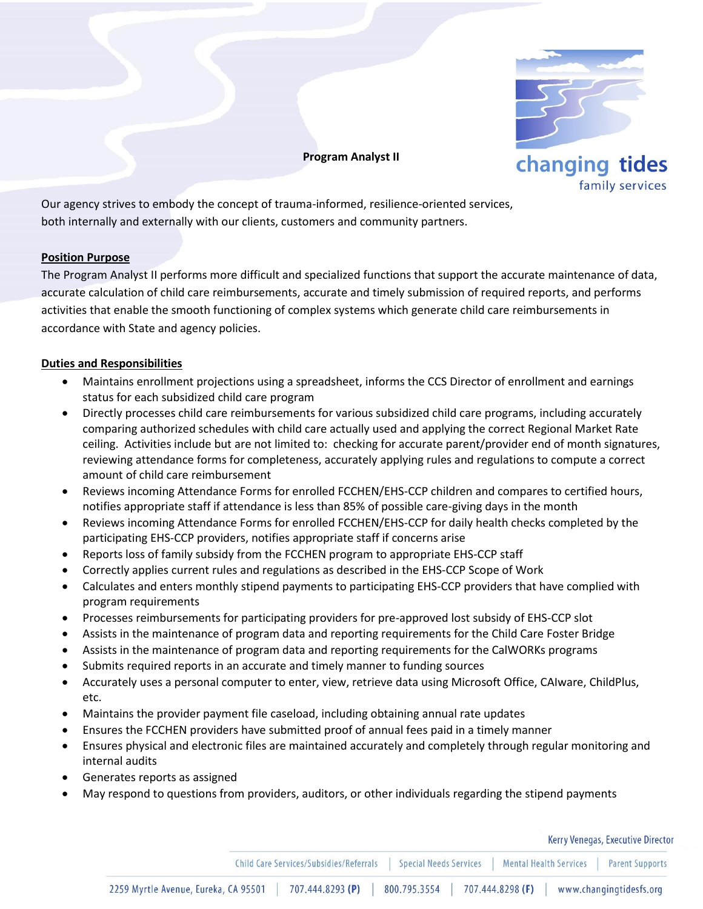# Program Analyst II

changing tides
family services

Our agency strives to embody the concept of trauma-informed, resilience-oriented services, both internally and externally with our clients, customers and community partners.

## Position Purpose

The Program Analyst II performs more difficult and specialized functions that support the accurate maintenance of data, accurate calculation of child care reimbursements, accurate and timely submission of required reports, and performs activities that enable the smooth functioning of complex systems which generate child care reimbursements in accordance with State and agency policies.

## Duties and Responsibilities

- Maintains enrollment projections using a spreadsheet, informs the CCS Director of enrollment and earnings status for each subsidized child care program
- Directly processes child care reimbursements for various subsidized child care programs, including accurately comparing authorized schedules with child care actually used and applying the correct Regional Market Rate ceiling. Activities include but are not limited to: checking for accurate parent/provider end of month signatures, reviewing attendance forms for completeness, accurately applying rules and regulations to compute a correct amount of child care reimbursement
- Reviews incoming Attendance Forms for enrolled FCCHEN/EHS-CCP children and compares to certified hours, notifies appropriate staff if attendance is less than 85% of possible care-giving days in the month
- Reviews incoming Attendance Forms for enrolled FCCHEN/EHS-CCP for daily health checks completed by the participating EHS-CCP providers, notifies appropriate staff if concerns arise
- Reports loss of family subsidy from the FCCHEN program to appropriate EHS-CCP staff
- Correctly applies current rules and regulations as described in the EHS-CCP Scope of Work
- Calculates and enters monthly stipend payments to participating EHS-CCP providers that have complied with program requirements
- Processes reimbursements for participating providers for pre-approved lost subsidy of EHS-CCP slot
- Assists in the maintenance of program data and reporting requirements for the Child Care Foster Bridge
- Assists in the maintenance of program data and reporting requirements for the CalWORKs programs
- Submits required reports in an accurate and timely manner to funding sources
- Accurately uses a personal computer to enter, view, retrieve data using Microsoft Office, CAlware, ChildPlus, etc.
- Maintains the provider payment file caseload, including obtaining annual rate updates
- Ensures the FCCHEN providers have submitted proof of annual fees paid in a timely manner
- Ensures physical and electronic files are maintained accurately and completely through regular monitoring and internal audits
- Generates reports as assigned
- May respond to questions from providers, auditors, or other individuals regarding the stipend payments

Kerry Venegas, Executive Director

Child Care Services/Subsidies/Referrals | Special Needs Services | Mental Health Services | Parent Supports

2259 Myrtle Avenue, Eureka, CA 95501 | 707.444.8293 **(P)** | 800.795.3554 | 707.444.8298 **(F)** | www.changingtidesfs.org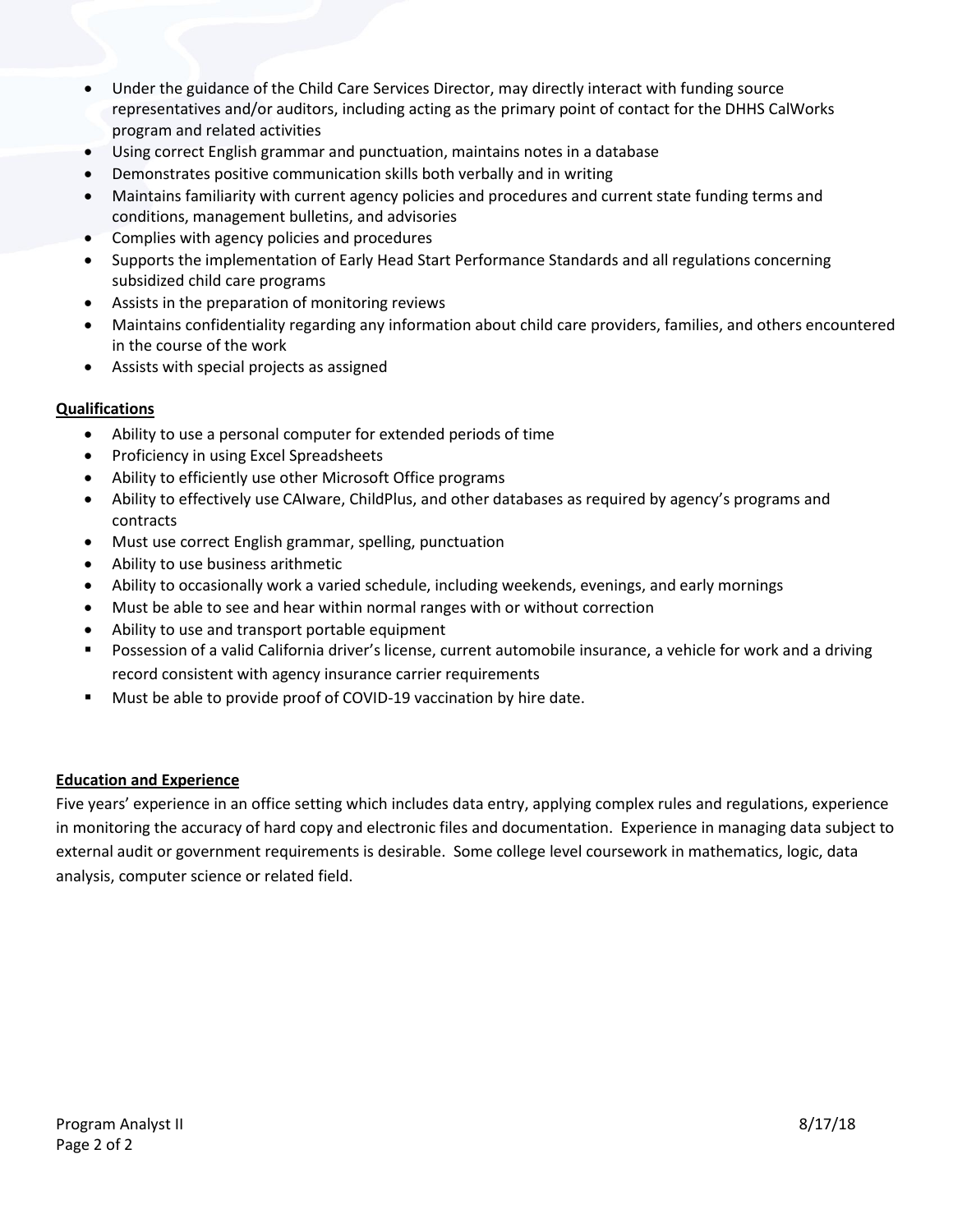- Under the guidance of the Child Care Services Director, may directly interact with funding source representatives and/or auditors, including acting as the primary point of contact for the DHHS CalWorks program and related activities
- Using correct English grammar and punctuation, maintains notes in a database
- Demonstrates positive communication skills both verbally and in writing
- Maintains familiarity with current agency policies and procedures and current state funding terms and conditions, management bulletins, and advisories
- Complies with agency policies and procedures
- Supports the implementation of Early Head Start Performance Standards and all regulations concerning subsidized child care programs
- Assists in the preparation of monitoring reviews
- Maintains confidentiality regarding any information about child care providers, families, and others encountered in the course of the work
- Assists with special projects as assigned

**Qualifications**

- Ability to use a personal computer for extended periods of time
- Proficiency in using Excel Spreadsheets
- Ability to efficiently use other Microsoft Office programs
- Ability to effectively use CAIware, ChildPlus, and other databases as required by agency's programs and contracts
- Must use correct English grammar, spelling, punctuation
- Ability to use business arithmetic
- Ability to occasionally work a varied schedule, including weekends, evenings, and early mornings
- Must be able to see and hear within normal ranges with or without correction
- Ability to use and transport portable equipment
- Possession of a valid California driver's license, current automobile insurance, a vehicle for work and a driving record consistent with agency insurance carrier requirements
- Must be able to provide proof of COVID-19 vaccination by hire date.

**Education and Experience**

Five years' experience in an office setting which includes data entry, applying complex rules and regulations, experience in monitoring the accuracy of hard copy and electronic files and documentation. Experience in managing data subject to external audit or government requirements is desirable. Some college level coursework in mathematics, logic, data analysis, computer science or related field.